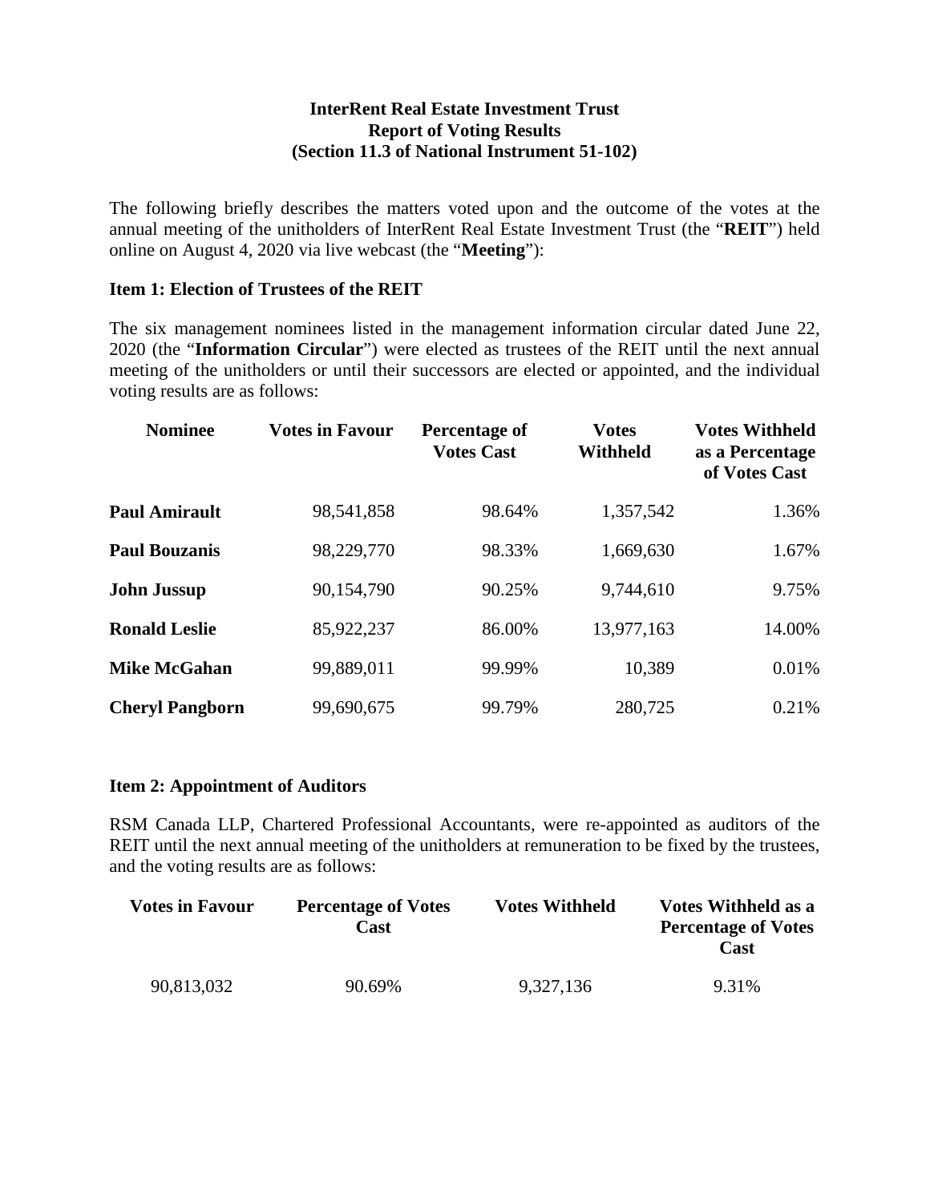# InterRent Real Estate Investment Trust
## Report of Voting Results
### (Section 11.3 of National Instrument 51-102)

The following briefly describes the matters voted upon and the outcome of the votes at the annual meeting of the unitholders of InterRent Real Estate Investment Trust (the "**REIT**") held online on August 4, 2020 via live webcast (the "**Meeting**"):

**Item 1: Election of Trustees of the REIT**

The six management nominees listed in the management information circular dated June 22, 2020 (the "**Information Circular**") were elected as trustees of the REIT until the next annual meeting of the unitholders or until their successors are elected or appointed, and the individual voting results are as follows:

| Nominee | Votes in Favour | Percentage of Votes Cast | Votes Withheld | Votes Withheld as a Percentage of Votes Cast |
|---|---|---|---|---|
| **Paul Amirault** | 98,541,858 | 98.64% | 1,357,542 | 1.36% |
| **Paul Bouzanis** | 98,229,770 | 98.33% | 1,669,630 | 1.67% |
| **John Jussup** | 90,154,790 | 90.25% | 9,744,610 | 9.75% |
| **Ronald Leslie** | 85,922,237 | 86.00% | 13,977,163 | 14.00% |
| **Mike McGahan** | 99,889,011 | 99.99% | 10,389 | 0.01% |
| **Cheryl Pangborn** | 99,690,675 | 99.79% | 280,725 | 0.21% |

**Item 2: Appointment of Auditors**

RSM Canada LLP, Chartered Professional Accountants, were re-appointed as auditors of the REIT until the next annual meeting of the unitholders at remuneration to be fixed by the trustees, and the voting results are as follows:

| Votes in Favour | Percentage of Votes Cast | Votes Withheld | Votes Withheld as a Percentage of Votes Cast |
|---|---|---|---|
| 90,813,032 | 90.69% | 9,327,136 | 9.31% |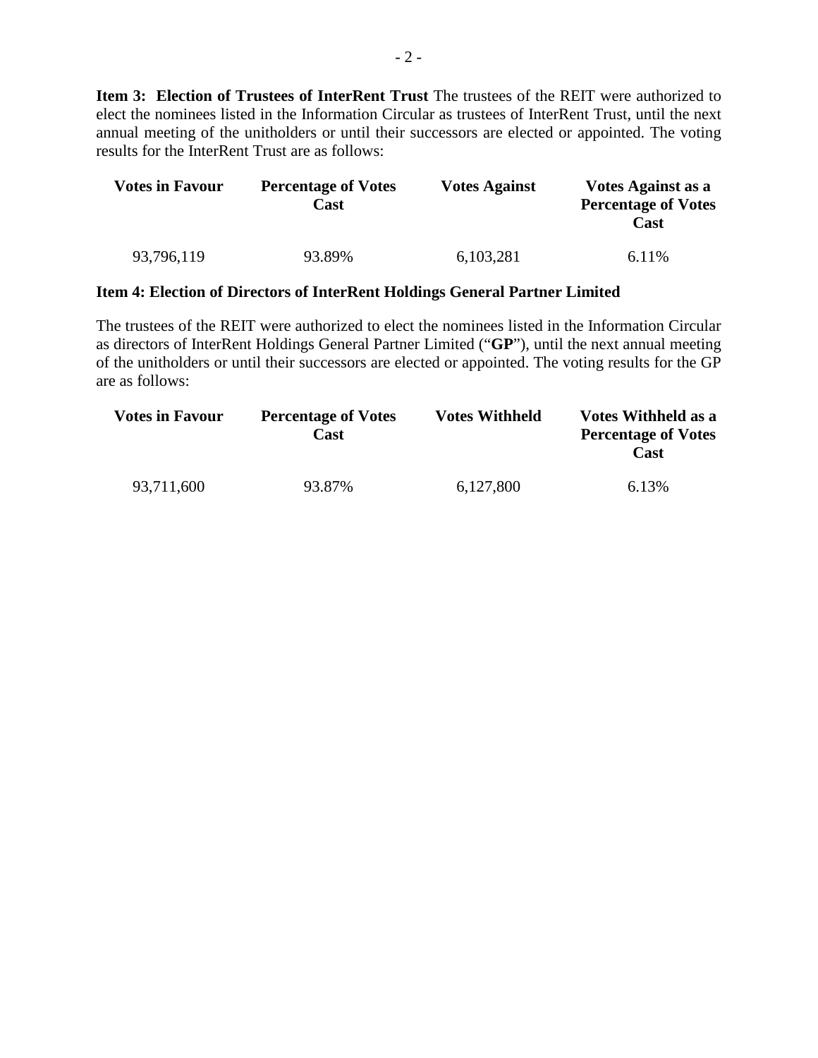**Item 3: Election of Trustees of InterRent Trust** The trustees of the REIT were authorized to elect the nominees listed in the Information Circular as trustees of InterRent Trust, until the next annual meeting of the unitholders or until their successors are elected or appointed. The voting results for the InterRent Trust are as follows:

| Votes in Favour | Percentage of Votes Cast | Votes Against | Votes Against as a Percentage of Votes Cast |
|---|---|---|---|
| 93,796,119 | 93.89% | 6,103,281 | 6.11% |

**Item 4: Election of Directors of InterRent Holdings General Partner Limited**

The trustees of the REIT were authorized to elect the nominees listed in the Information Circular as directors of InterRent Holdings General Partner Limited ("**GP**"), until the next annual meeting of the unitholders or until their successors are elected or appointed. The voting results for the GP are as follows:

| Votes in Favour | Percentage of Votes Cast | Votes Withheld | Votes Withheld as a Percentage of Votes Cast |
|---|---|---|---|
| 93,711,600 | 93.87% | 6,127,800 | 6.13% |